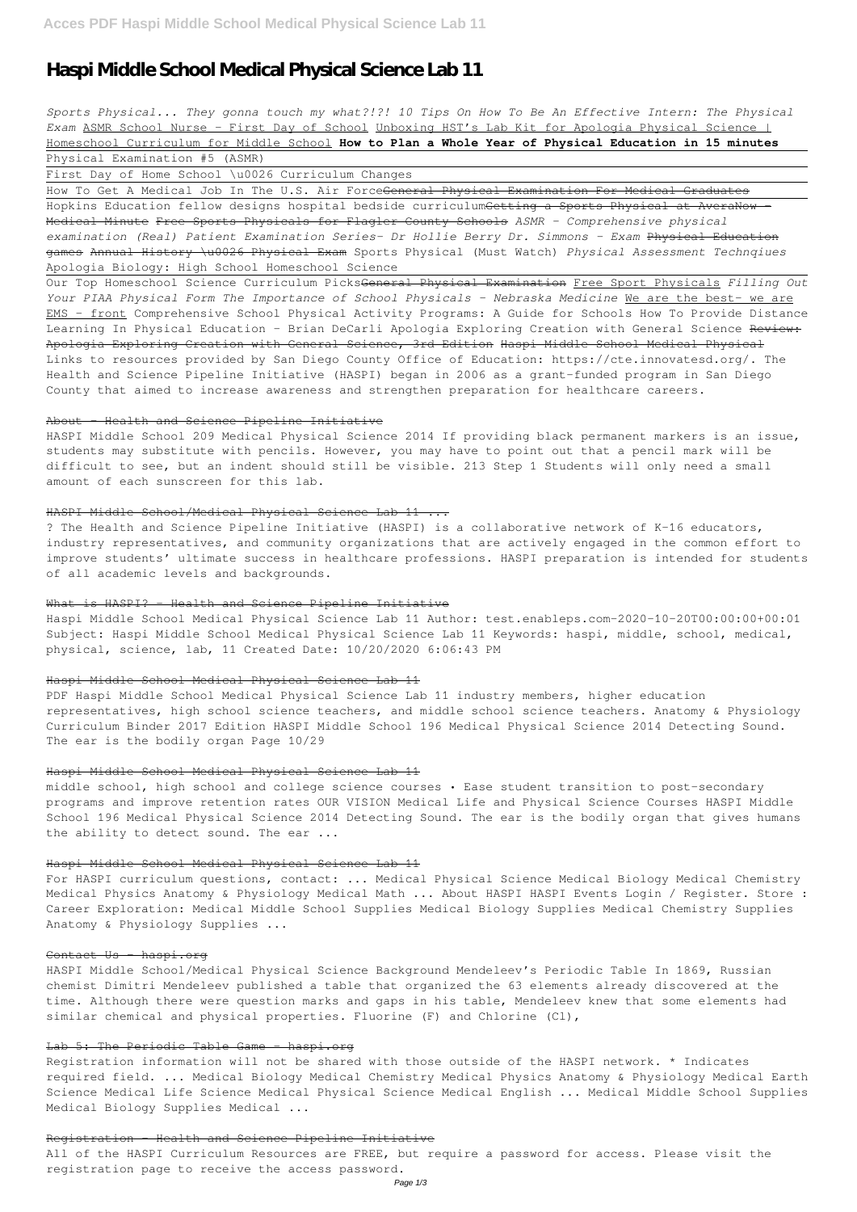# Haspi Middle School Medical Physical Science Lab 11

*Sports Physical... They gonna touch my what?!?! 10 Tips On How To Be An Effective Intern: The Physical Exam* ASMR School Nurse - First Day of School Unboxing HST's Lab Kit for Apologia Physical Science | Homeschool Curriculum for Middle School **How to Plan a Whole Year of Physical Education in 15 minutes**

Physical Examination #5 (ASMR)

First Day of Home School \u0026 Curriculum Changes

How To Get A Medical Job In The U.S. Air Force ~~General Physical Examination For Medical Graduates~~

Hopkins Education fellow designs hospital bedside curriculum ~~Getting a Sports Physical at AveraNow - Medical Minute~~ ~~Free Sports Physicals for Flagler County Schools~~ *ASMR - Comprehensive physical examination (Real) Patient Examination Series- Dr Hollie Berry Dr. Simmons - Exam* ~~Physical Education games~~ ~~Annual History \u0026 Physical Exam~~ Sports Physical (Must Watch) *Physical Assessment Technqiues* Apologia Biology: High School Homeschool Science

Our Top Homeschool Science Curriculum Picks ~~General Physical Examination~~ Free Sport Physicals *Filling Out Your PIAA Physical Form The Importance of School Physicals - Nebraska Medicine* We are the best- we are EMS - front Comprehensive School Physical Activity Programs: A Guide for Schools How To Provide Distance Learning In Physical Education - Brian DeCarli Apologia Exploring Creation with General Science ~~Review: Apologia Exploring Creation with General Science, 3rd Edition~~ ~~Haspi Middle School Medical Physical~~

Links to resources provided by San Diego County Office of Education: https://cte.innovatesd.org/. The Health and Science Pipeline Initiative (HASPI) began in 2006 as a grant-funded program in San Diego County that aimed to increase awareness and strengthen preparation for healthcare careers.

## ~~About - Health and Science Pipeline Initiative~~

HASPI Middle School 209 Medical Physical Science 2014 If providing black permanent markers is an issue, students may substitute with pencils. However, you may have to point out that a pencil mark will be difficult to see, but an indent should still be visible. 213 Step 1 Students will only need a small amount of each sunscreen for this lab.

## ~~HASPI Middle School/Medical Physical Science Lab 11 ...~~

? The Health and Science Pipeline Initiative (HASPI) is a collaborative network of K-16 educators, industry representatives, and community organizations that are actively engaged in the common effort to improve students' ultimate success in healthcare professions. HASPI preparation is intended for students of all academic levels and backgrounds.

## ~~What is HASPI? - Health and Science Pipeline Initiative~~

Haspi Middle School Medical Physical Science Lab 11 Author: test.enableps.com-2020-10-20T00:00:00+00:01 Subject: Haspi Middle School Medical Physical Science Lab 11 Keywords: haspi, middle, school, medical, physical, science, lab, 11 Created Date: 10/20/2020 6:06:43 PM

## ~~Haspi Middle School Medical Physical Science Lab 11~~

PDF Haspi Middle School Medical Physical Science Lab 11 industry members, higher education representatives, high school science teachers, and middle school science teachers. Anatomy & Physiology Curriculum Binder 2017 Edition HASPI Middle School 196 Medical Physical Science 2014 Detecting Sound. The ear is the bodily organ Page 10/29

## ~~Haspi Middle School Medical Physical Science Lab 11~~

middle school, high school and college science courses • Ease student transition to post-secondary programs and improve retention rates OUR VISION Medical Life and Physical Science Courses HASPI Middle School 196 Medical Physical Science 2014 Detecting Sound. The ear is the bodily organ that gives humans the ability to detect sound. The ear ...

## ~~Haspi Middle School Medical Physical Science Lab 11~~

For HASPI curriculum questions, contact: ... Medical Physical Science Medical Biology Medical Chemistry Medical Physics Anatomy & Physiology Medical Math ... About HASPI HASPI Events Login / Register. Store : Career Exploration: Medical Middle School Supplies Medical Biology Supplies Medical Chemistry Supplies Anatomy & Physiology Supplies ...

## ~~Contact Us - haspi.org~~

HASPI Middle School/Medical Physical Science Background Mendeleev's Periodic Table In 1869, Russian chemist Dimitri Mendeleev published a table that organized the 63 elements already discovered at the time. Although there were question marks and gaps in his table, Mendeleev knew that some elements had similar chemical and physical properties. Fluorine (F) and Chlorine (Cl),

## ~~Lab 5: The Periodic Table Game - haspi.org~~

Registration information will not be shared with those outside of the HASPI network. * Indicates required field. ... Medical Biology Medical Chemistry Medical Physics Anatomy & Physiology Medical Earth Science Medical Life Science Medical Physical Science Medical English ... Medical Middle School Supplies Medical Biology Supplies Medical ...

## ~~Registration - Health and Science Pipeline Initiative~~

All of the HASPI Curriculum Resources are FREE, but require a password for access. Please visit the registration page to receive the access password.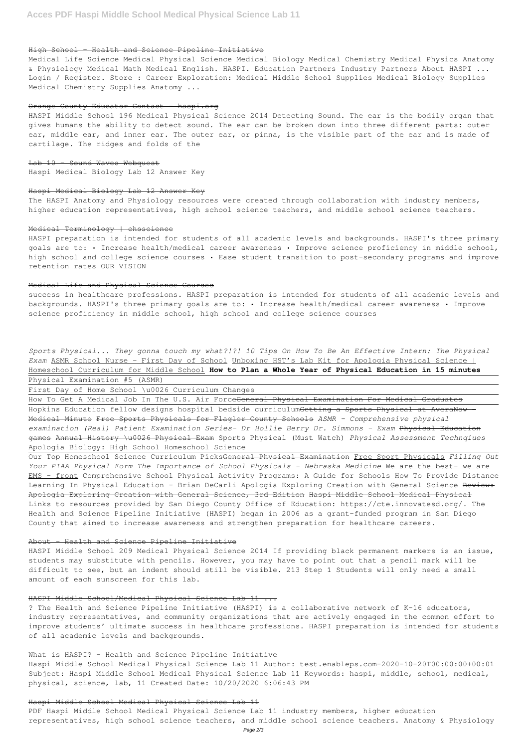## High School - Health and Science Pipeline Initiative

Medical Life Science Medical Physical Science Medical Biology Medical Chemistry Medical Physics Anatomy & Physiology Medical Math Medical English. HASPI. Education Partners Industry Partners About HASPI ... Login / Register. Store : Career Exploration: Medical Middle School Supplies Medical Biology Supplies Medical Chemistry Supplies Anatomy ...

## Orange County Educator Contact - haspi.org

HASPI Middle School 196 Medical Physical Science 2014 Detecting Sound. The ear is the bodily organ that gives humans the ability to detect sound. The ear can be broken down into three different parts: outer ear, middle ear, and inner ear. The outer ear, or pinna, is the visible part of the ear and is made of cartilage. The ridges and folds of the

## Lab 10 - Sound Waves Webquest

Haspi Medical Biology Lab 12 Answer Key

## Haspi Medical Biology Lab 12 Answer Key

The HASPI Anatomy and Physiology resources were created through collaboration with industry members, higher education representatives, high school science teachers, and middle school science teachers.

## Medical Terminology | ehsscience

HASPI preparation is intended for students of all academic levels and backgrounds. HASPI's three primary goals are to: • Increase health/medical career awareness • Improve science proficiency in middle school, high school and college science courses • Ease student transition to post-secondary programs and improve retention rates OUR VISION

## Medical Life and Physical Science Courses

success in healthcare professions. HASPI preparation is intended for students of all academic levels and backgrounds. HASPI's three primary goals are to: • Increase health/medical career awareness • Improve science proficiency in middle school, high school and college science courses

*Sports Physical... They gonna touch my what?!?! 10 Tips On How To Be An Effective Intern: The Physical Exam* ASMR School Nurse - First Day of School Unboxing HST's Lab Kit for Apologia Physical Science | Homeschool Curriculum for Middle School **How to Plan a Whole Year of Physical Education in 15 minutes**

Physical Examination #5 (ASMR)

First Day of Home School \u0026 Curriculum Changes

How To Get A Medical Job In The U.S. Air Force General Physical Examination For Medical Graduates

Hopkins Education fellow designs hospital bedside curriculum Getting a Sports Physical at AveraNow - Medical Minute Free Sports Physicals for Flagler County Schools *ASMR - Comprehensive physical examination (Real) Patient Examination Series- Dr Hollie Berry Dr. Simmons - Exam* Physical Education games Annual History \u0026 Physical Exam Sports Physical (Must Watch) *Physical Assessment Technqiues* Apologia Biology: High School Homeschool Science

Our Top Homeschool Science Curriculum Picks General Physical Examination Free Sport Physicals *Filling Out Your PIAA Physical Form The Importance of School Physicals - Nebraska Medicine* We are the best- we are EMS - front Comprehensive School Physical Activity Programs: A Guide for Schools How To Provide Distance Learning In Physical Education - Brian DeCarli Apologia Exploring Creation with General Science Review: Apologia Exploring Creation with General Science, 3rd Edition Haspi Middle School Medical Physical Links to resources provided by San Diego County Office of Education: https://cte.innovatesd.org/. The Health and Science Pipeline Initiative (HASPI) began in 2006 as a grant-funded program in San Diego County that aimed to increase awareness and strengthen preparation for healthcare careers.

## About - Health and Science Pipeline Initiative

HASPI Middle School 209 Medical Physical Science 2014 If providing black permanent markers is an issue, students may substitute with pencils. However, you may have to point out that a pencil mark will be difficult to see, but an indent should still be visible. 213 Step 1 Students will only need a small amount of each sunscreen for this lab.

## HASPI Middle School/Medical Physical Science Lab 11 ...

? The Health and Science Pipeline Initiative (HASPI) is a collaborative network of K-16 educators, industry representatives, and community organizations that are actively engaged in the common effort to improve students' ultimate success in healthcare professions. HASPI preparation is intended for students of all academic levels and backgrounds.

## What is HASPI? - Health and Science Pipeline Initiative

Haspi Middle School Medical Physical Science Lab 11 Author: test.enableps.com-2020-10-20T00:00:00+00:01 Subject: Haspi Middle School Medical Physical Science Lab 11 Keywords: haspi, middle, school, medical, physical, science, lab, 11 Created Date: 10/20/2020 6:06:43 PM

## Haspi Middle School Medical Physical Science Lab 11

PDF Haspi Middle School Medical Physical Science Lab 11 industry members, higher education representatives, high school science teachers, and middle school science teachers. Anatomy & Physiology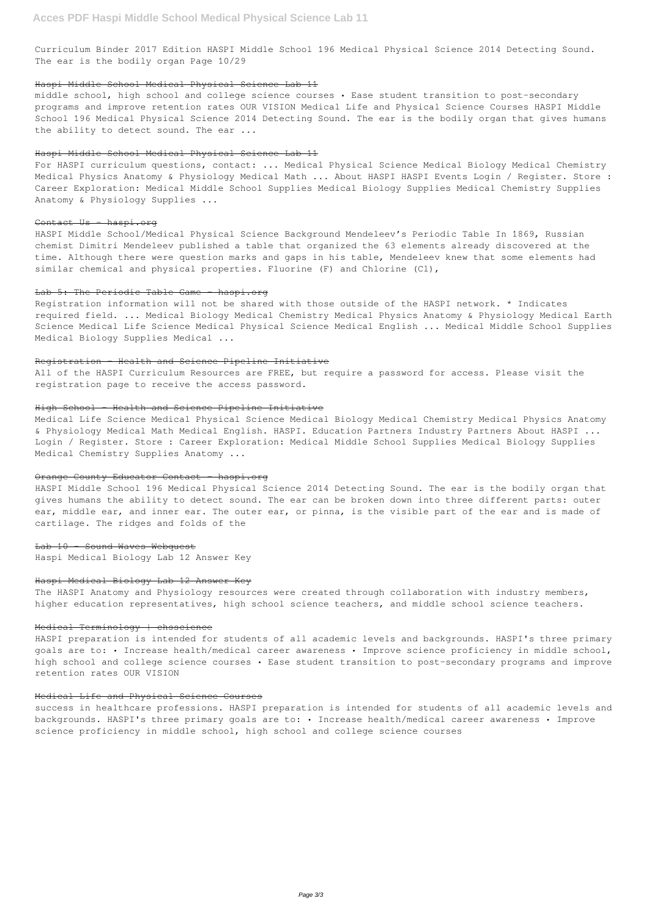Curriculum Binder 2017 Edition HASPI Middle School 196 Medical Physical Science 2014 Detecting Sound. The ear is the bodily organ Page 10/29

## Haspi Middle School Medical Physical Science Lab 11

middle school, high school and college science courses • Ease student transition to post-secondary programs and improve retention rates OUR VISION Medical Life and Physical Science Courses HASPI Middle School 196 Medical Physical Science 2014 Detecting Sound. The ear is the bodily organ that gives humans the ability to detect sound. The ear ...

## Haspi Middle School Medical Physical Science Lab 11

For HASPI curriculum questions, contact: ... Medical Physical Science Medical Biology Medical Chemistry Medical Physics Anatomy & Physiology Medical Math ... About HASPI HASPI Events Login / Register. Store : Career Exploration: Medical Middle School Supplies Medical Biology Supplies Medical Chemistry Supplies Anatomy & Physiology Supplies ...

## Contact Us - haspi.org

HASPI Middle School/Medical Physical Science Background Mendeleev's Periodic Table In 1869, Russian chemist Dimitri Mendeleev published a table that organized the 63 elements already discovered at the time. Although there were question marks and gaps in his table, Mendeleev knew that some elements had similar chemical and physical properties. Fluorine (F) and Chlorine (Cl),

## Lab 5: The Periodic Table Game - haspi.org

Registration information will not be shared with those outside of the HASPI network. * Indicates required field. ... Medical Biology Medical Chemistry Medical Physics Anatomy & Physiology Medical Earth Science Medical Life Science Medical Physical Science Medical English ... Medical Middle School Supplies Medical Biology Supplies Medical ...

## Registration - Health and Science Pipeline Initiative

All of the HASPI Curriculum Resources are FREE, but require a password for access. Please visit the registration page to receive the access password.

## High School - Health and Science Pipeline Initiative

Medical Life Science Medical Physical Science Medical Biology Medical Chemistry Medical Physics Anatomy & Physiology Medical Math Medical English. HASPI. Education Partners Industry Partners About HASPI ... Login / Register. Store : Career Exploration: Medical Middle School Supplies Medical Biology Supplies Medical Chemistry Supplies Anatomy ...

## Orange County Educator Contact - haspi.org

HASPI Middle School 196 Medical Physical Science 2014 Detecting Sound. The ear is the bodily organ that gives humans the ability to detect sound. The ear can be broken down into three different parts: outer ear, middle ear, and inner ear. The outer ear, or pinna, is the visible part of the ear and is made of cartilage. The ridges and folds of the

## Lab 10 - Sound Waves Webquest

Haspi Medical Biology Lab 12 Answer Key

## Haspi Medical Biology Lab 12 Answer Key

The HASPI Anatomy and Physiology resources were created through collaboration with industry members, higher education representatives, high school science teachers, and middle school science teachers.

## Medical Terminology | chsscience

HASPI preparation is intended for students of all academic levels and backgrounds. HASPI's three primary goals are to: • Increase health/medical career awareness • Improve science proficiency in middle school, high school and college science courses • Ease student transition to post-secondary programs and improve retention rates OUR VISION

## Medical Life and Physical Science Courses

success in healthcare professions. HASPI preparation is intended for students of all academic levels and backgrounds. HASPI's three primary goals are to: • Increase health/medical career awareness • Improve science proficiency in middle school, high school and college science courses